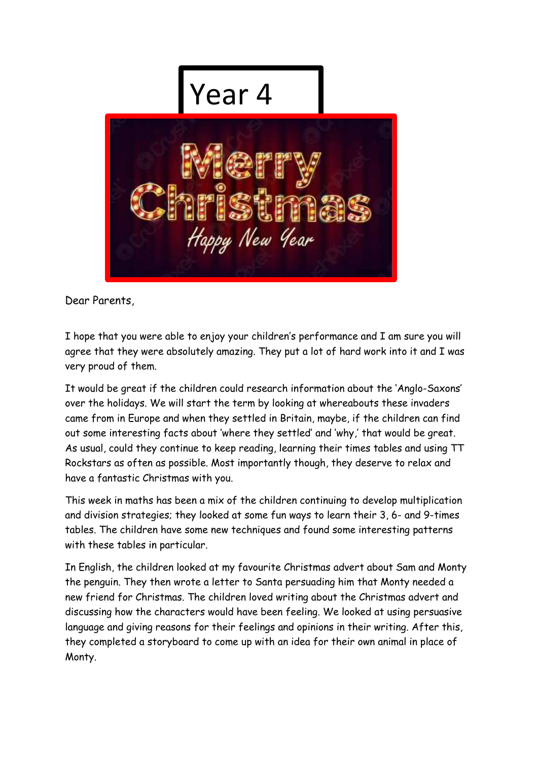# Year 4

Merry Christmas

Happy New Year

Dear Parents,

I hope that you were able to enjoy your children's performance and I am sure you will agree that they were absolutely amazing. They put a lot of hard work into it and I was very proud of them.

It would be great if the children could research information about the 'Anglo-Saxons' over the holidays. We will start the term by looking at whereabouts these invaders came from in Europe and when they settled in Britain, maybe, if the children can find out some interesting facts about 'where they settled' and 'why,' that would be great. As usual, could they continue to keep reading, learning their times tables and using TT Rockstars as often as possible. Most importantly though, they deserve to relax and have a fantastic Christmas with you.

This week in maths has been a mix of the children continuing to develop multiplication and division strategies; they looked at some fun ways to learn their 3, 6- and 9-times tables. The children have some new techniques and found some interesting patterns with these tables in particular.

In English, the children looked at my favourite Christmas advert about Sam and Monty the penguin. They then wrote a letter to Santa persuading him that Monty needed a new friend for Christmas. The children loved writing about the Christmas advert and discussing how the characters would have been feeling. We looked at using persuasive language and giving reasons for their feelings and opinions in their writing. After this, they completed a storyboard to come up with an idea for their own animal in place of Monty.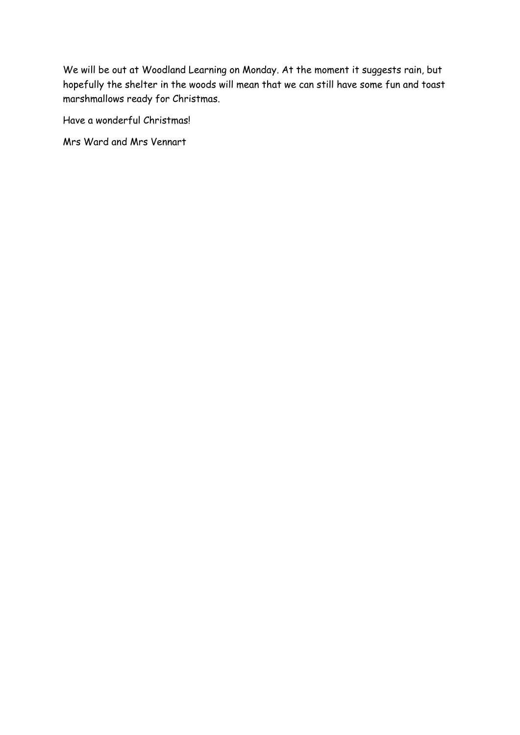We will be out at Woodland Learning on Monday. At the moment it suggests rain, but hopefully the shelter in the woods will mean that we can still have some fun and toast marshmallows ready for Christmas.

Have a wonderful Christmas!

Mrs Ward and Mrs Vennart